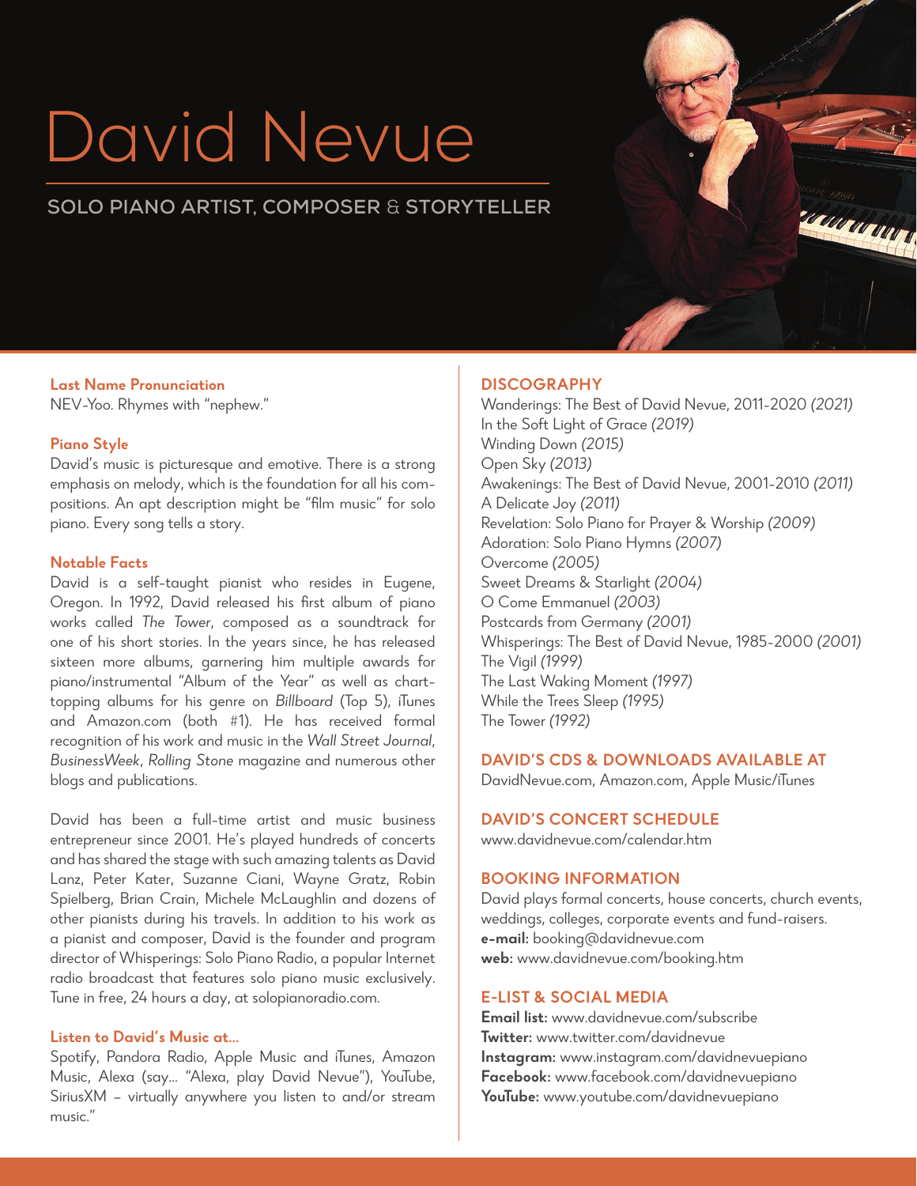# David Nevue

## SOLO PIANO ARTIST, COMPOSER & STORYTELLER

### Last Name Pronunciation

NEV-Yoo. Rhymes with "nephew."

### Piano Style

David's music is picturesque and emotive. There is a strong emphasis on melody, which is the foundation for all his compositions. An apt description might be "film music" for solo piano. Every song tells a story.

### Notable Facts

David is a self-taught pianist who resides in Eugene, Oregon. In 1992, David released his first album of piano works called *The Tower*, composed as a soundtrack for one of his short stories. In the years since, he has released sixteen more albums, garnering him multiple awards for piano/instrumental "Album of the Year" as well as chart-topping albums for his genre on *Billboard* (Top 5), iTunes and Amazon.com (both #1). He has received formal recognition of his work and music in the *Wall Street Journal*, *BusinessWeek*, *Rolling Stone* magazine and numerous other blogs and publications.

David has been a full-time artist and music business entrepreneur since 2001. He's played hundreds of concerts and has shared the stage with such amazing talents as David Lanz, Peter Kater, Suzanne Ciani, Wayne Gratz, Robin Spielberg, Brian Crain, Michele McLaughlin and dozens of other pianists during his travels. In addition to his work as a pianist and composer, David is the founder and program director of Whisperings: Solo Piano Radio, a popular Internet radio broadcast that features solo piano music exclusively. Tune in free, 24 hours a day, at solopianoradio.com.

### Listen to David's Music at...

Spotify, Pandora Radio, Apple Music and iTunes, Amazon Music, Alexa (say... "Alexa, play David Nevue"), YouTube, SiriusXM – virtually anywhere you listen to and/or stream music."

### DISCOGRAPHY

Wanderings: The Best of David Nevue, 2011-2020 *(2021)*
In the Soft Light of Grace *(2019)*
Winding Down *(2015)*
Open Sky *(2013)*
Awakenings: The Best of David Nevue, 2001-2010 *(2011)*
A Delicate Joy *(2011)*
Revelation: Solo Piano for Prayer & Worship *(2009)*
Adoration: Solo Piano Hymns *(2007)*
Overcome *(2005)*
Sweet Dreams & Starlight *(2004)*
O Come Emmanuel *(2003)*
Postcards from Germany *(2001)*
Whisperings: The Best of David Nevue, 1985-2000 *(2001)*
The Vigil *(1999)*
The Last Waking Moment *(1997)*
While the Trees Sleep *(1995)*
The Tower *(1992)*

### DAVID'S CDS & DOWNLOADS AVAILABLE AT

DavidNevue.com, Amazon.com, Apple Music/iTunes

### DAVID'S CONCERT SCHEDULE

www.davidnevue.com/calendar.htm

### BOOKING INFORMATION

David plays formal concerts, house concerts, church events, weddings, colleges, corporate events and fund-raisers.
**e-mail:** booking@davidnevue.com
**web:** www.davidnevue.com/booking.htm

### E-LIST & SOCIAL MEDIA

**Email list:** www.davidnevue.com/subscribe
**Twitter:** www.twitter.com/davidnevue
**Instagram:** www.instagram.com/davidnevuepiano
**Facebook:** www.facebook.com/davidnevuepiano
**YouTube:** www.youtube.com/davidnevuepiano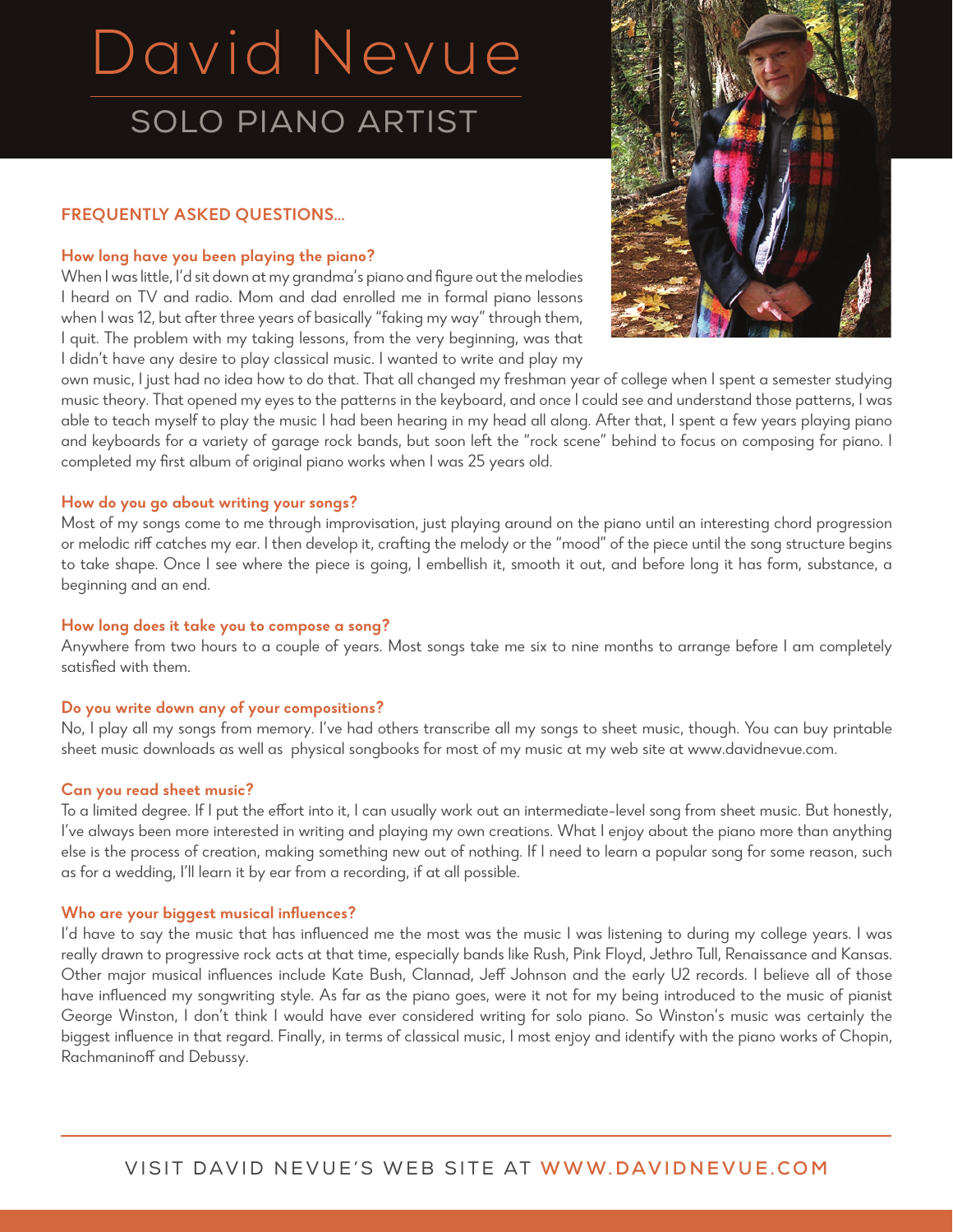# David Nevue

## SOLO PIANO ARTIST

### FREQUENTLY ASKED QUESTIONS...

**How long have you been playing the piano?**

When I was little, I'd sit down at my grandma's piano and figure out the melodies I heard on TV and radio. Mom and dad enrolled me in formal piano lessons when I was 12, but after three years of basically "faking my way" through them, I quit. The problem with my taking lessons, from the very beginning, was that I didn't have any desire to play classical music. I wanted to write and play my own music, I just had no idea how to do that. That all changed my freshman year of college when I spent a semester studying music theory. That opened my eyes to the patterns in the keyboard, and once I could see and understand those patterns, I was able to teach myself to play the music I had been hearing in my head all along. After that, I spent a few years playing piano and keyboards for a variety of garage rock bands, but soon left the "rock scene" behind to focus on composing for piano. I completed my first album of original piano works when I was 25 years old.

**How do you go about writing your songs?**

Most of my songs come to me through improvisation, just playing around on the piano until an interesting chord progression or melodic riff catches my ear. I then develop it, crafting the melody or the "mood" of the piece until the song structure begins to take shape. Once I see where the piece is going, I embellish it, smooth it out, and before long it has form, substance, a beginning and an end.

**How long does it take you to compose a song?**

Anywhere from two hours to a couple of years. Most songs take me six to nine months to arrange before I am completely satisfied with them.

**Do you write down any of your compositions?**

No, I play all my songs from memory. I've had others transcribe all my songs to sheet music, though. You can buy printable sheet music downloads as well as physical songbooks for most of my music at my web site at www.davidnevue.com.

**Can you read sheet music?**

To a limited degree. If I put the effort into it, I can usually work out an intermediate-level song from sheet music. But honestly, I've always been more interested in writing and playing my own creations. What I enjoy about the piano more than anything else is the process of creation, making something new out of nothing. If I need to learn a popular song for some reason, such as for a wedding, I'll learn it by ear from a recording, if at all possible.

**Who are your biggest musical influences?**

I'd have to say the music that has influenced me the most was the music I was listening to during my college years. I was really drawn to progressive rock acts at that time, especially bands like Rush, Pink Floyd, Jethro Tull, Renaissance and Kansas. Other major musical influences include Kate Bush, Clannad, Jeff Johnson and the early U2 records. I believe all of those have influenced my songwriting style. As far as the piano goes, were it not for my being introduced to the music of pianist George Winston, I don't think I would have ever considered writing for solo piano. So Winston's music was certainly the biggest influence in that regard. Finally, in terms of classical music, I most enjoy and identify with the piano works of Chopin, Rachmaninoff and Debussy.

VISIT DAVID NEVUE'S WEB SITE AT WWW.DAVIDNEVUE.COM